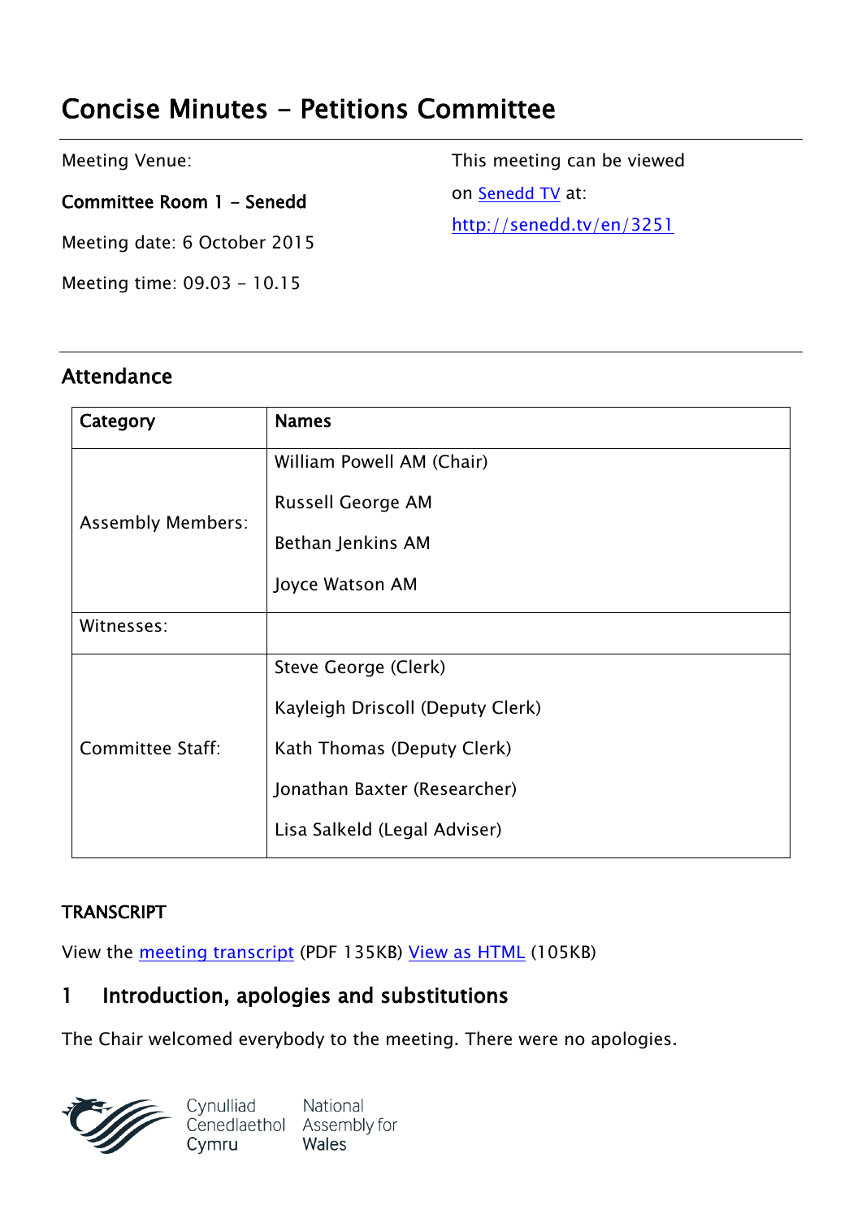# Concise Minutes - Petitions Committee

Meeting Venue:

**Committee Room 1 - Senedd**

Meeting date: 6 October 2015

Meeting time: 09.03 - 10.15

This meeting can be viewed on Senedd TV at:

http://senedd.tv/en/3251

## Attendance

| Category | Names |
|---|---|
| Assembly Members: | William Powell AM (Chair)<br>Russell George AM<br>Bethan Jenkins AM<br>Joyce Watson AM |
| Witnesses: | |
| Committee Staff: | Steve George (Clerk)<br>Kayleigh Driscoll (Deputy Clerk)<br>Kath Thomas (Deputy Clerk)<br>Jonathan Baxter (Researcher)<br>Lisa Salkeld (Legal Adviser) |

**TRANSCRIPT**

View the meeting transcript (PDF 135KB) View as HTML (105KB)

## 1 Introduction, apologies and substitutions

The Chair welcomed everybody to the meeting. There were no apologies.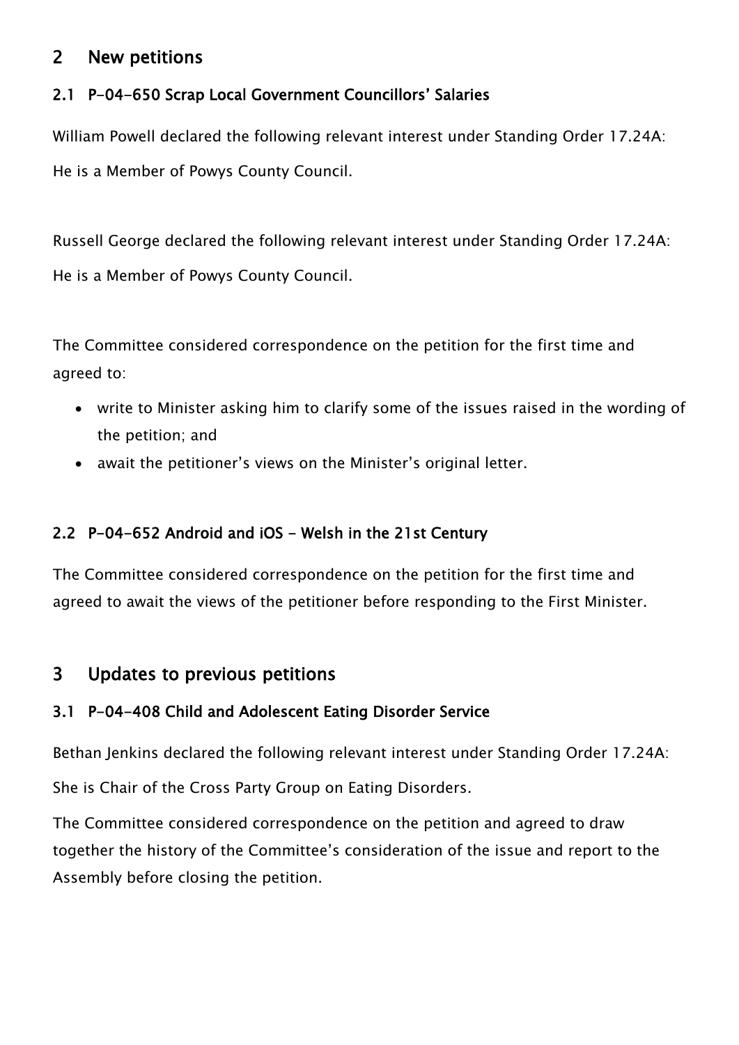## 2 New petitions

### 2.1 P-04-650 Scrap Local Government Councillors' Salaries

William Powell declared the following relevant interest under Standing Order 17.24A:

He is a Member of Powys County Council.

Russell George declared the following relevant interest under Standing Order 17.24A:

He is a Member of Powys County Council.

The Committee considered correspondence on the petition for the first time and agreed to:

- write to Minister asking him to clarify some of the issues raised in the wording of the petition; and
- await the petitioner's views on the Minister's original letter.

### 2.2 P-04-652 Android and iOS - Welsh in the 21st Century

The Committee considered correspondence on the petition for the first time and agreed to await the views of the petitioner before responding to the First Minister.

## 3 Updates to previous petitions

### 3.1 P-04-408 Child and Adolescent Eating Disorder Service

Bethan Jenkins declared the following relevant interest under Standing Order 17.24A:

She is Chair of the Cross Party Group on Eating Disorders.

The Committee considered correspondence on the petition and agreed to draw together the history of the Committee's consideration of the issue and report to the Assembly before closing the petition.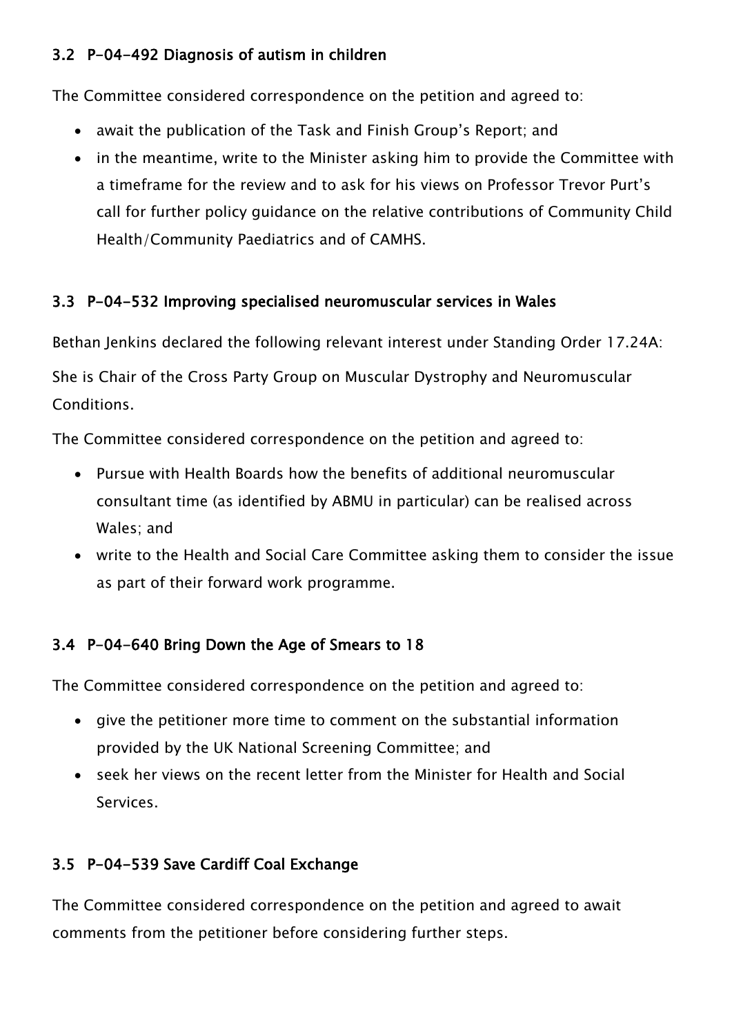### 3.2 P-04-492 Diagnosis of autism in children

The Committee considered correspondence on the petition and agreed to:

- await the publication of the Task and Finish Group's Report; and
- in the meantime, write to the Minister asking him to provide the Committee with a timeframe for the review and to ask for his views on Professor Trevor Purt's call for further policy guidance on the relative contributions of Community Child Health/Community Paediatrics and of CAMHS.

### 3.3 P-04-532 Improving specialised neuromuscular services in Wales

Bethan Jenkins declared the following relevant interest under Standing Order 17.24A:

She is Chair of the Cross Party Group on Muscular Dystrophy and Neuromuscular Conditions.

The Committee considered correspondence on the petition and agreed to:

- Pursue with Health Boards how the benefits of additional neuromuscular consultant time (as identified by ABMU in particular) can be realised across Wales; and
- write to the Health and Social Care Committee asking them to consider the issue as part of their forward work programme.

### 3.4 P-04-640 Bring Down the Age of Smears to 18

The Committee considered correspondence on the petition and agreed to:

- give the petitioner more time to comment on the substantial information provided by the UK National Screening Committee; and
- seek her views on the recent letter from the Minister for Health and Social Services.

### 3.5 P-04-539 Save Cardiff Coal Exchange

The Committee considered correspondence on the petition and agreed to await comments from the petitioner before considering further steps.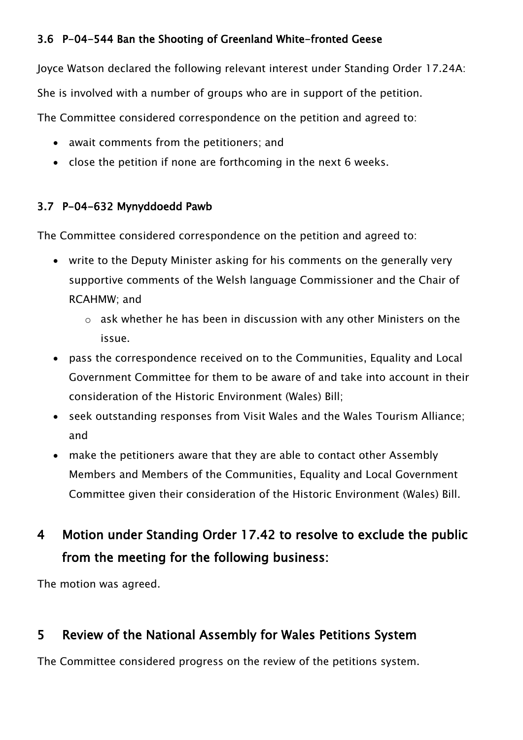### 3.6 P-04-544 Ban the Shooting of Greenland White-fronted Geese

Joyce Watson declared the following relevant interest under Standing Order 17.24A:

She is involved with a number of groups who are in support of the petition.

The Committee considered correspondence on the petition and agreed to:

- await comments from the petitioners; and
- close the petition if none are forthcoming in the next 6 weeks.

### 3.7 P-04-632 Mynyddoedd Pawb

The Committee considered correspondence on the petition and agreed to:

- write to the Deputy Minister asking for his comments on the generally very supportive comments of the Welsh language Commissioner and the Chair of RCAHMW; and
  - ask whether he has been in discussion with any other Ministers on the issue.
- pass the correspondence received on to the Communities, Equality and Local Government Committee for them to be aware of and take into account in their consideration of the Historic Environment (Wales) Bill;
- seek outstanding responses from Visit Wales and the Wales Tourism Alliance; and
- make the petitioners aware that they are able to contact other Assembly Members and Members of the Communities, Equality and Local Government Committee given their consideration of the Historic Environment (Wales) Bill.

## 4 Motion under Standing Order 17.42 to resolve to exclude the public from the meeting for the following business:

The motion was agreed.

## 5 Review of the National Assembly for Wales Petitions System

The Committee considered progress on the review of the petitions system.